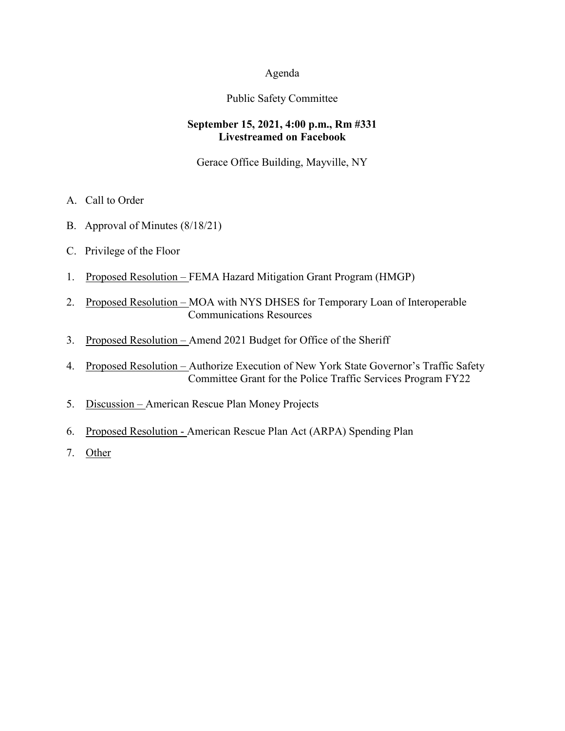Agenda

Public Safety Committee

**September 15, 2021, 4:00 p.m., Rm #331**
**Livestreamed on Facebook**

Gerace Office Building, Mayville, NY

A. Call to Order

B. Approval of Minutes (8/18/21)

C. Privilege of the Floor

1. Proposed Resolution – FEMA Hazard Mitigation Grant Program (HMGP)

2. Proposed Resolution – MOA with NYS DHSES for Temporary Loan of Interoperable Communications Resources

3. Proposed Resolution – Amend 2021 Budget for Office of the Sheriff

4. Proposed Resolution – Authorize Execution of New York State Governor's Traffic Safety Committee Grant for the Police Traffic Services Program FY22

5. Discussion – American Rescue Plan Money Projects

6. Proposed Resolution - American Rescue Plan Act (ARPA) Spending Plan

7. Other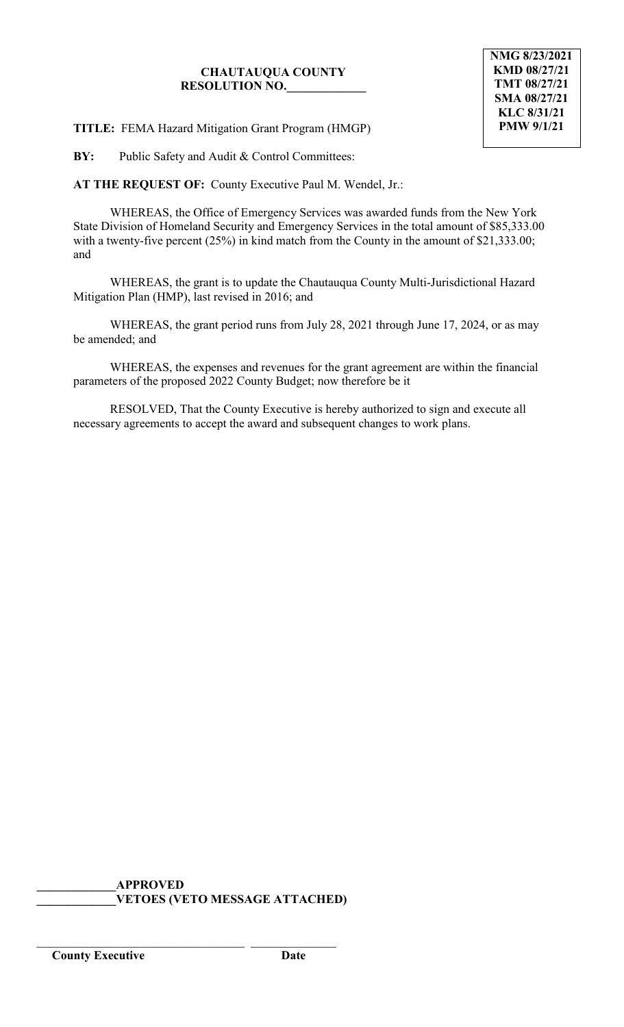**CHAUTAUQUA COUNTY**
**RESOLUTION NO.\_\_\_\_\_\_\_\_\_\_\_\_\_**

**NMG 8/23/2021**
**KMD 08/27/21**
**TMT 08/27/21**
**SMA 08/27/21**
**KLC 8/31/21**
**PMW 9/1/21**

**TITLE:** FEMA Hazard Mitigation Grant Program (HMGP)

**BY:** Public Safety and Audit & Control Committees:

**AT THE REQUEST OF:** County Executive Paul M. Wendel, Jr.:

WHEREAS, the Office of Emergency Services was awarded funds from the New York State Division of Homeland Security and Emergency Services in the total amount of $85,333.00 with a twenty-five percent (25%) in kind match from the County in the amount of $21,333.00; and

WHEREAS, the grant is to update the Chautauqua County Multi-Jurisdictional Hazard Mitigation Plan (HMP), last revised in 2016; and

WHEREAS, the grant period runs from July 28, 2021 through June 17, 2024, or as may be amended; and

WHEREAS, the expenses and revenues for the grant agreement are within the financial parameters of the proposed 2022 County Budget; now therefore be it

RESOLVED, That the County Executive is hereby authorized to sign and execute all necessary agreements to accept the award and subsequent changes to work plans.

**\_\_\_\_\_\_\_\_\_\_\_\_\_APPROVED**
**\_\_\_\_\_\_\_\_\_\_\_\_\_VETOES (VETO MESSAGE ATTACHED)**

\_\_\_\_\_\_\_\_\_\_\_\_\_\_\_\_\_\_\_\_\_\_\_\_\_\_\_\_\_\_\_\_\_\_\_\_ \_\_\_\_\_\_\_\_\_\_\_\_\_\_\_
**County Executive** **Date**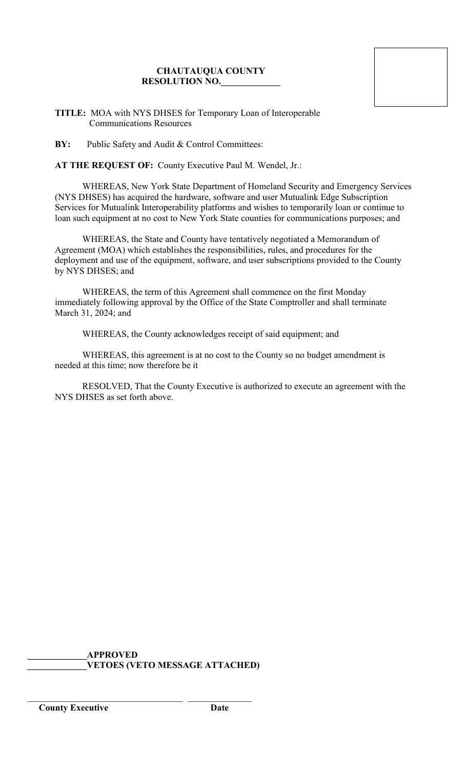**CHAUTAUQUA COUNTY**
**RESOLUTION NO.\_\_\_\_\_\_\_\_\_\_\_\_\_**

**TITLE:** MOA with NYS DHSES for Temporary Loan of Interoperable Communications Resources

**BY:** Public Safety and Audit & Control Committees:

**AT THE REQUEST OF:** County Executive Paul M. Wendel, Jr.:

WHEREAS, New York State Department of Homeland Security and Emergency Services (NYS DHSES) has acquired the hardware, software and user Mutualink Edge Subscription Services for Mutualink Interoperability platforms and wishes to temporarily loan or continue to loan such equipment at no cost to New York State counties for communications purposes; and

WHEREAS, the State and County have tentatively negotiated a Memorandum of Agreement (MOA) which establishes the responsibilities, rules, and procedures for the deployment and use of the equipment, software, and user subscriptions provided to the County by NYS DHSES; and

WHEREAS, the term of this Agreement shall commence on the first Monday immediately following approval by the Office of the State Comptroller and shall terminate March 31, 2024; and

WHEREAS, the County acknowledges receipt of said equipment; and

WHEREAS, this agreement is at no cost to the County so no budget amendment is needed at this time; now therefore be it

RESOLVED, That the County Executive is authorized to execute an agreement with the NYS DHSES as set forth above.

**\_\_\_\_\_\_\_\_\_\_\_\_\_APPROVED**
**\_\_\_\_\_\_\_\_\_\_\_\_\_VETOES (VETO MESSAGE ATTACHED)**

\_\_\_\_\_\_\_\_\_\_\_\_\_\_\_\_\_\_\_\_\_\_\_\_\_\_\_\_\_\_\_\_\_\_\_ \_\_\_\_\_\_\_\_\_\_\_\_\_\_\_
**County Executive** **Date**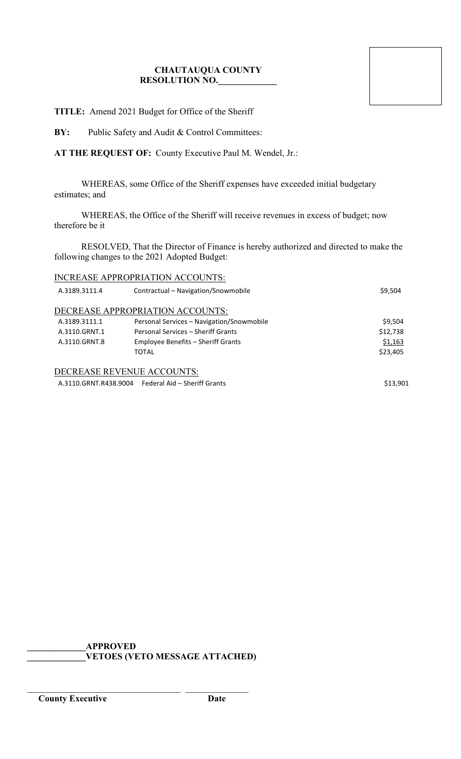**CHAUTAUQUA COUNTY**
**RESOLUTION NO.\_\_\_\_\_\_\_\_\_\_\_\_\_**

**TITLE:** Amend 2021 Budget for Office of the Sheriff

**BY:** Public Safety and Audit & Control Committees:

**AT THE REQUEST OF:** County Executive Paul M. Wendel, Jr.:

WHEREAS, some Office of the Sheriff expenses have exceeded initial budgetary estimates; and

WHEREAS, the Office of the Sheriff will receive revenues in excess of budget; now therefore be it

RESOLVED, That the Director of Finance is hereby authorized and directed to make the following changes to the 2021 Adopted Budget:

INCREASE APPROPRIATION ACCOUNTS:

| | | |
|---|---|---|
| A.3189.3111.4 | Contractual – Navigation/Snowmobile | $9,504 |

DECREASE APPROPRIATION ACCOUNTS:

| | | |
|---|---|---|
| A.3189.3111.1 | Personal Services – Navigation/Snowmobile | $9,504 |
| A.3110.GRNT.1 | Personal Services – Sheriff Grants | $12,738 |
| A.3110.GRNT.8 | Employee Benefits – Sheriff Grants | $1,163 |
| | TOTAL | $23,405 |

DECREASE REVENUE ACCOUNTS:

| | | |
|---|---|---|
| A.3110.GRNT.R438.9004 | Federal Aid – Sheriff Grants | $13,901 |

\_\_\_\_\_\_\_\_\_\_\_\_\_**APPROVED**
\_\_\_\_\_\_\_\_\_\_\_\_\_**VETOES (VETO MESSAGE ATTACHED)**

\_\_\_\_\_\_\_\_\_\_\_\_\_\_\_\_\_\_\_\_\_\_\_\_\_\_\_\_\_\_\_\_\_\_\_\_ \_\_\_\_\_\_\_\_\_\_\_\_\_\_\_
**County Executive** **Date**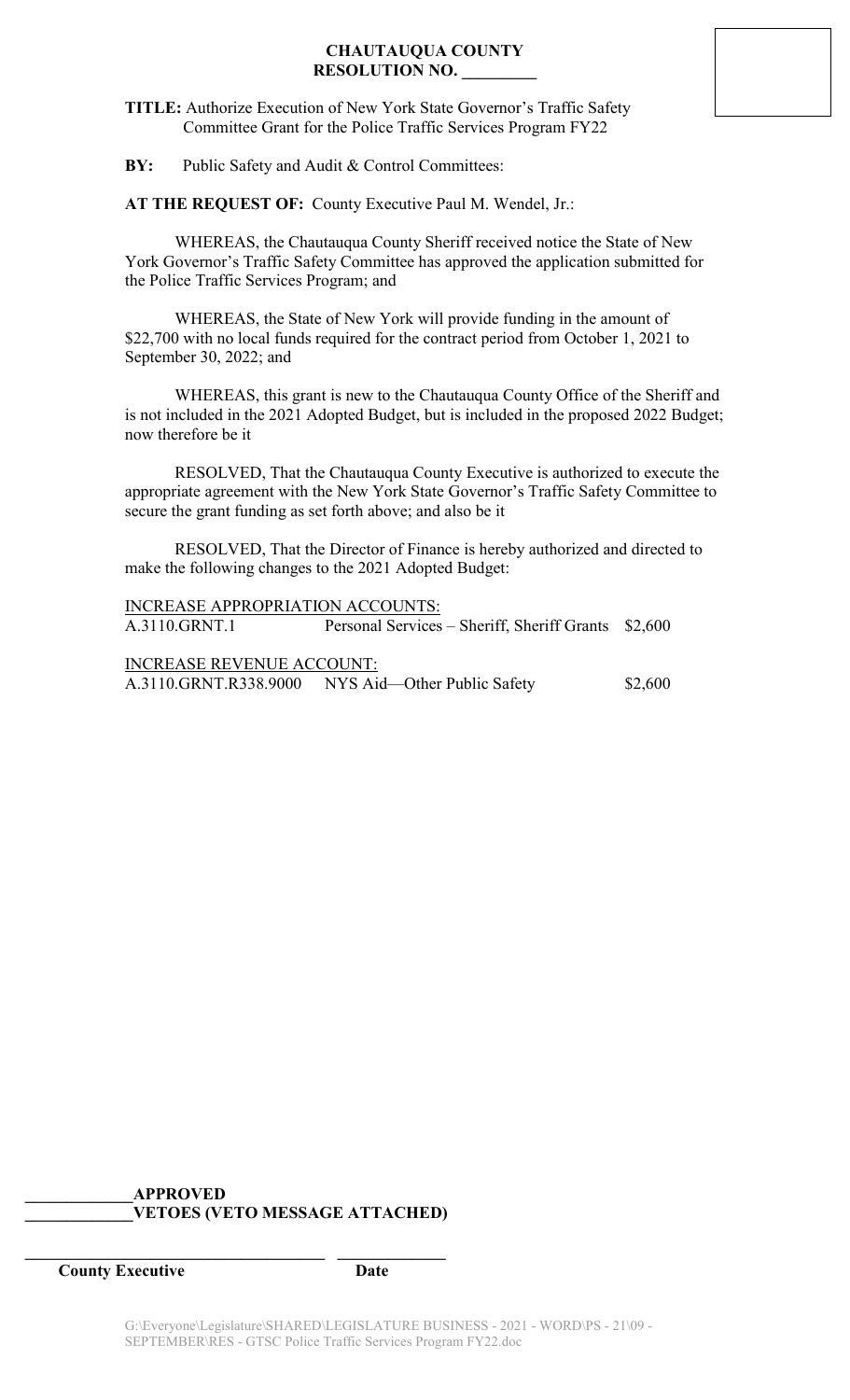**CHAUTAUQUA COUNTY**
**RESOLUTION NO. _________**

**TITLE:** Authorize Execution of New York State Governor's Traffic Safety Committee Grant for the Police Traffic Services Program FY22

**BY:** Public Safety and Audit & Control Committees:

**AT THE REQUEST OF:** County Executive Paul M. Wendel, Jr.:

WHEREAS, the Chautauqua County Sheriff received notice the State of New York Governor's Traffic Safety Committee has approved the application submitted for the Police Traffic Services Program; and

WHEREAS, the State of New York will provide funding in the amount of $22,700 with no local funds required for the contract period from October 1, 2021 to September 30, 2022; and

WHEREAS, this grant is new to the Chautauqua County Office of the Sheriff and is not included in the 2021 Adopted Budget, but is included in the proposed 2022 Budget; now therefore be it

RESOLVED, That the Chautauqua County Executive is authorized to execute the appropriate agreement with the New York State Governor's Traffic Safety Committee to secure the grant funding as set forth above; and also be it

RESOLVED, That the Director of Finance is hereby authorized and directed to make the following changes to the 2021 Adopted Budget:

<u>INCREASE APPROPRIATION ACCOUNTS:</u>

| | | |
|---|---|---|
| A.3110.GRNT.1 | Personal Services – Sheriff, Sheriff Grants | $2,600 |

<u>INCREASE REVENUE ACCOUNT:</u>

| | | |
|---|---|---|
| A.3110.GRNT.R338.9000 | NYS Aid—Other Public Safety | $2,600 |

_____________**APPROVED**
_____________**VETOES (VETO MESSAGE ATTACHED)**

_____________________________________ _____________
**County Executive** **Date**

G:\Everyone\Legislature\SHARED\LEGISLATURE BUSINESS - 2021 - WORD\PS - 21\09 - SEPTEMBER\RES - GTSC Police Traffic Services Program FY22.doc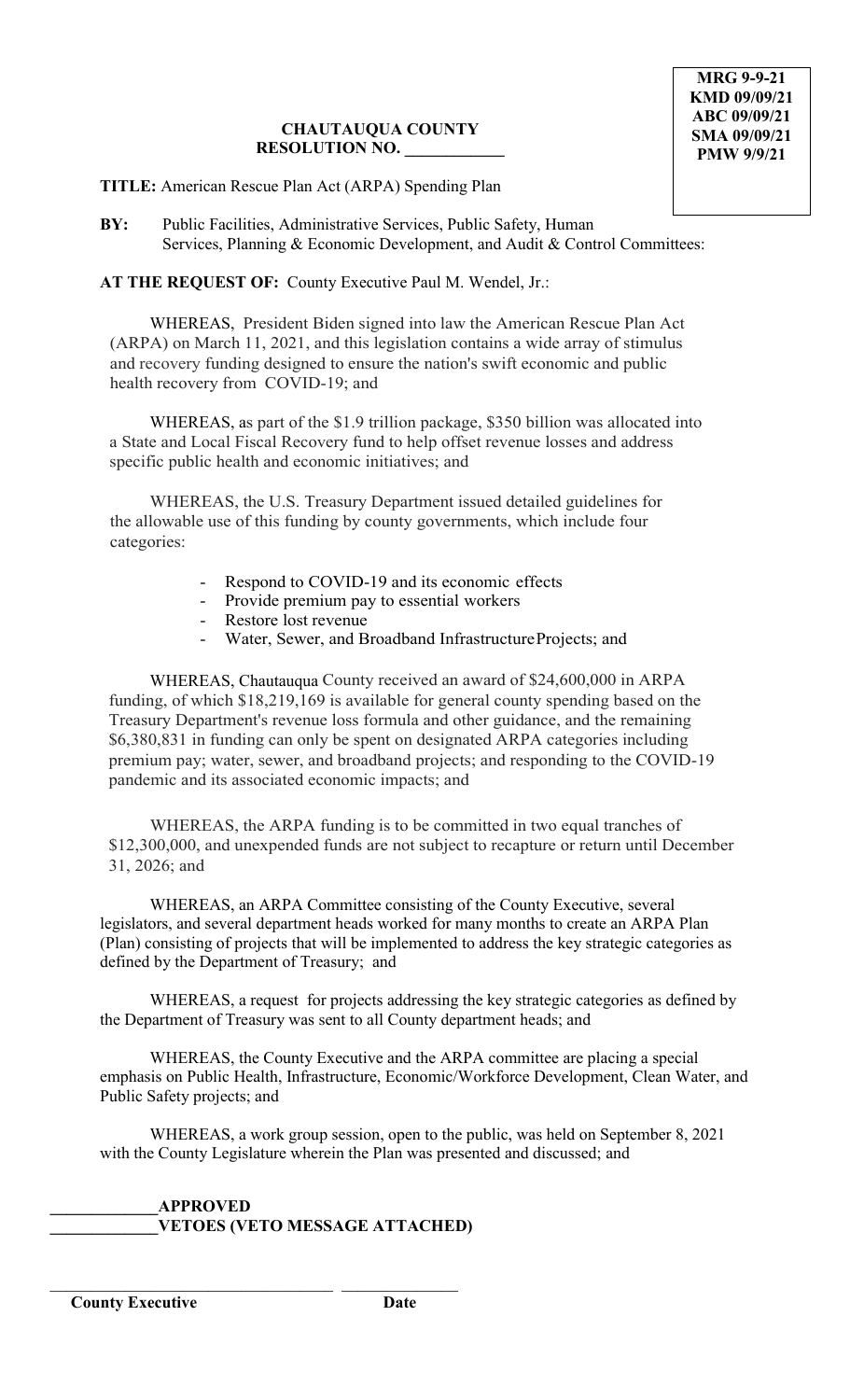MRG 9-9-21
KMD 09/09/21
ABC 09/09/21
SMA 09/09/21
PMW 9/9/21

**CHAUTAUQUA COUNTY**
**RESOLUTION NO. ____________**

**TITLE:** American Rescue Plan Act (ARPA) Spending Plan

**BY:** Public Facilities, Administrative Services, Public Safety, Human Services, Planning & Economic Development, and Audit & Control Committees:

**AT THE REQUEST OF:** County Executive Paul M. Wendel, Jr.:

WHEREAS, President Biden signed into law the American Rescue Plan Act (ARPA) on March 11, 2021, and this legislation contains a wide array of stimulus and recovery funding designed to ensure the nation's swift economic and public health recovery from COVID-19; and

WHEREAS, as part of the $1.9 trillion package, $350 billion was allocated into a State and Local Fiscal Recovery fund to help offset revenue losses and address specific public health and economic initiatives; and

WHEREAS, the U.S. Treasury Department issued detailed guidelines for the allowable use of this funding by county governments, which include four categories:

- Respond to COVID-19 and its economic effects
- Provide premium pay to essential workers
- Restore lost revenue
- Water, Sewer, and Broadband Infrastructure Projects; and

WHEREAS, Chautauqua County received an award of $24,600,000 in ARPA funding, of which $18,219,169 is available for general county spending based on the Treasury Department's revenue loss formula and other guidance, and the remaining $6,380,831 in funding can only be spent on designated ARPA categories including premium pay; water, sewer, and broadband projects; and responding to the COVID-19 pandemic and its associated economic impacts; and

WHEREAS, the ARPA funding is to be committed in two equal tranches of $12,300,000, and unexpended funds are not subject to recapture or return until December 31, 2026; and

WHEREAS, an ARPA Committee consisting of the County Executive, several legislators, and several department heads worked for many months to create an ARPA Plan (Plan) consisting of projects that will be implemented to address the key strategic categories as defined by the Department of Treasury; and

WHEREAS, a request for projects addressing the key strategic categories as defined by the Department of Treasury was sent to all County department heads; and

WHEREAS, the County Executive and the ARPA committee are placing a special emphasis on Public Health, Infrastructure, Economic/Workforce Development, Clean Water, and Public Safety projects; and

WHEREAS, a work group session, open to the public, was held on September 8, 2021 with the County Legislature wherein the Plan was presented and discussed; and

**_____________APPROVED**
**_____________VETOES (VETO MESSAGE ATTACHED)**

__________________________________ ______________
**County Executive** **Date**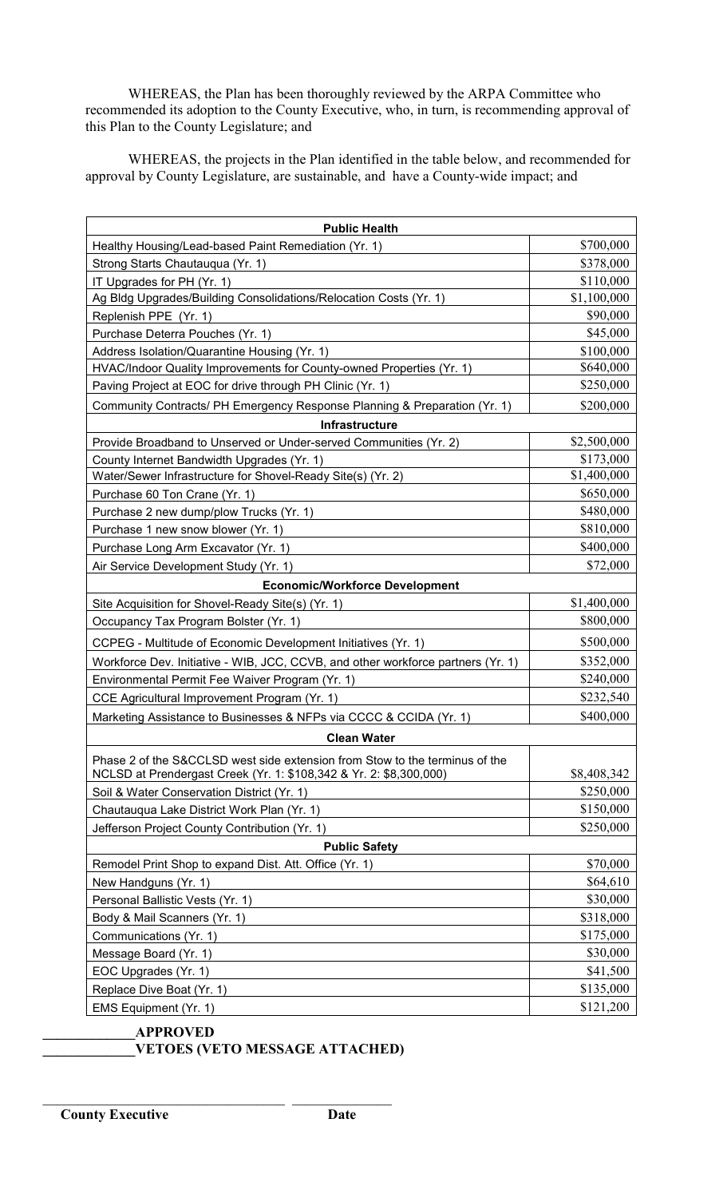WHEREAS, the Plan has been thoroughly reviewed by the ARPA Committee who recommended its adoption to the County Executive, who, in turn, is recommending approval of this Plan to the County Legislature; and

WHEREAS, the projects in the Plan identified in the table below, and recommended for approval by County Legislature, are sustainable, and have a County-wide impact; and

| **Public Health** | |
|---|---|
| Healthy Housing/Lead-based Paint Remediation (Yr. 1) | $700,000 |
| Strong Starts Chautauqua (Yr. 1) | $378,000 |
| IT Upgrades for PH (Yr. 1) | $110,000 |
| Ag Bldg Upgrades/Building Consolidations/Relocation Costs (Yr. 1) | $1,100,000 |
| Replenish PPE (Yr. 1) | $90,000 |
| Purchase Deterra Pouches (Yr. 1) | $45,000 |
| Address Isolation/Quarantine Housing (Yr. 1) | $100,000 |
| HVAC/Indoor Quality Improvements for County-owned Properties (Yr. 1) | $640,000 |
| Paving Project at EOC for drive through PH Clinic (Yr. 1) | $250,000 |
| Community Contracts/ PH Emergency Response Planning & Preparation (Yr. 1) | $200,000 |
| **Infrastructure** | |
| Provide Broadband to Unserved or Under-served Communities (Yr. 2) | $2,500,000 |
| County Internet Bandwidth Upgrades (Yr. 1) | $173,000 |
| Water/Sewer Infrastructure for Shovel-Ready Site(s) (Yr. 2) | $1,400,000 |
| Purchase 60 Ton Crane (Yr. 1) | $650,000 |
| Purchase 2 new dump/plow Trucks (Yr. 1) | $480,000 |
| Purchase 1 new snow blower (Yr. 1) | $810,000 |
| Purchase Long Arm Excavator (Yr. 1) | $400,000 |
| Air Service Development Study (Yr. 1) | $72,000 |
| **Economic/Workforce Development** | |
| Site Acquisition for Shovel-Ready Site(s) (Yr. 1) | $1,400,000 |
| Occupancy Tax Program Bolster (Yr. 1) | $800,000 |
| CCPEG - Multitude of Economic Development Initiatives (Yr. 1) | $500,000 |
| Workforce Dev. Initiative - WIB, JCC, CCVB, and other workforce partners (Yr. 1) | $352,000 |
| Environmental Permit Fee Waiver Program (Yr. 1) | $240,000 |
| CCE Agricultural Improvement Program (Yr. 1) | $232,540 |
| Marketing Assistance to Businesses & NFPs via CCCC & CCIDA (Yr. 1) | $400,000 |
| **Clean Water** | |
| Phase 2 of the S&CCLSD west side extension from Stow to the terminus of the NCLSD at Prendergast Creek (Yr. 1: $108,342 & Yr. 2: $8,300,000) | $8,408,342 |
| Soil & Water Conservation District (Yr. 1) | $250,000 |
| Chautauqua Lake District Work Plan (Yr. 1) | $150,000 |
| Jefferson Project County Contribution (Yr. 1) | $250,000 |
| **Public Safety** | |
| Remodel Print Shop to expand Dist. Att. Office (Yr. 1) | $70,000 |
| New Handguns (Yr. 1) | $64,610 |
| Personal Ballistic Vests (Yr. 1) | $30,000 |
| Body & Mail Scanners (Yr. 1) | $318,000 |
| Communications (Yr. 1) | $175,000 |
| Message Board (Yr. 1) | $30,000 |
| EOC Upgrades (Yr. 1) | $41,500 |
| Replace Dive Boat (Yr. 1) | $135,000 |
| EMS Equipment (Yr. 1) | $121,200 |

_____________**APPROVED**

_____________**VETOES (VETO MESSAGE ATTACHED)**

___________________________________ _______________

**County Executive** **Date**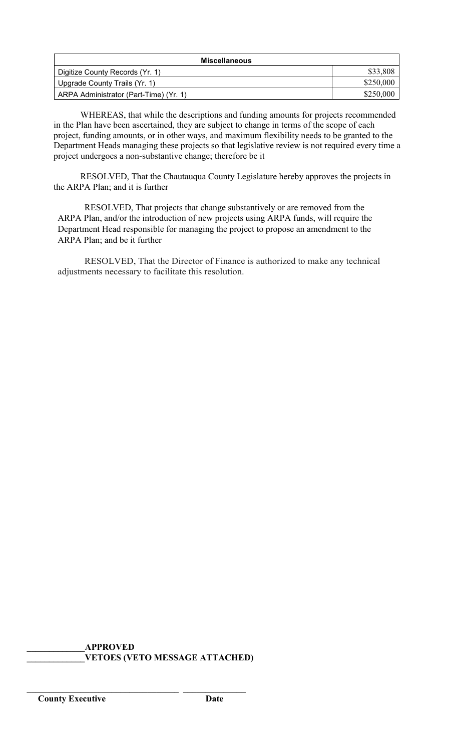| Miscellaneous | |
|---|---|
| Digitize County Records (Yr. 1) | $33,808 |
| Upgrade County Trails (Yr. 1) | $250,000 |
| ARPA Administrator (Part-Time) (Yr. 1) | $250,000 |

WHEREAS, that while the descriptions and funding amounts for projects recommended in the Plan have been ascertained, they are subject to change in terms of the scope of each project, funding amounts, or in other ways, and maximum flexibility needs to be granted to the Department Heads managing these projects so that legislative review is not required every time a project undergoes a non-substantive change; therefore be it

RESOLVED, That the Chautauqua County Legislature hereby approves the projects in the ARPA Plan; and it is further

RESOLVED, That projects that change substantively or are removed from the ARPA Plan, and/or the introduction of new projects using ARPA funds, will require the Department Head responsible for managing the project to propose an amendment to the ARPA Plan; and be it further

RESOLVED, That the Director of Finance is authorized to make any technical adjustments necessary to facilitate this resolution.

_____________**APPROVED**
_____________**VETOES (VETO MESSAGE ATTACHED)**

___________________________________ _______________
**County Executive** **Date**